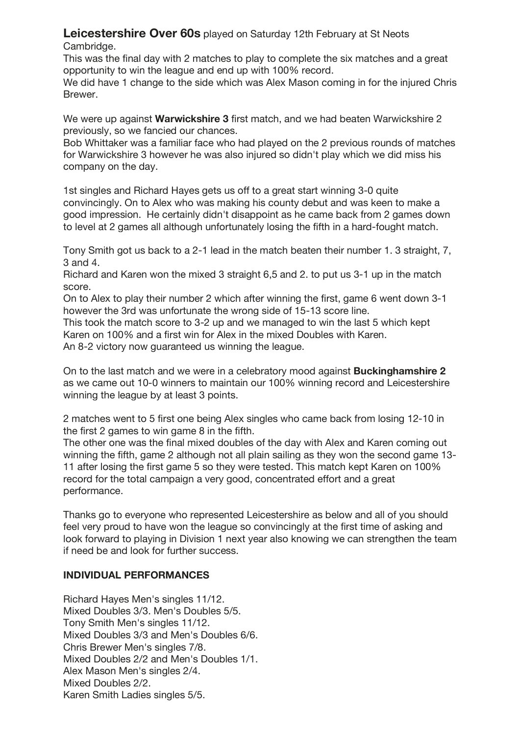**Leicestershire Over 60s** played on Saturday 12th February at St Neots Cambridge.

This was the final day with 2 matches to play to complete the six matches and a great opportunity to win the league and end up with 100% record.

We did have 1 change to the side which was Alex Mason coming in for the injured Chris Brewer.

We were up against **Warwickshire 3** first match, and we had beaten Warwickshire 2 previously, so we fancied our chances.

Bob Whittaker was a familiar face who had played on the 2 previous rounds of matches for Warwickshire 3 however he was also injured so didn't play which we did miss his company on the day.

1st singles and Richard Hayes gets us off to a great start winning 3-0 quite convincingly. On to Alex who was making his county debut and was keen to make a good impression. He certainly didn't disappoint as he came back from 2 games down to level at 2 games all although unfortunately losing the fifth in a hard-fought match.

Tony Smith got us back to a 2-1 lead in the match beaten their number 1. 3 straight, 7, 3 and 4.

Richard and Karen won the mixed 3 straight 6,5 and 2. to put us 3-1 up in the match score.

On to Alex to play their number 2 which after winning the first, game 6 went down 3-1 however the 3rd was unfortunate the wrong side of 15-13 score line.

This took the match score to 3-2 up and we managed to win the last 5 which kept Karen on 100% and a first win for Alex in the mixed Doubles with Karen.

An 8-2 victory now guaranteed us winning the league.

On to the last match and we were in a celebratory mood against **Buckinghamshire 2** as we came out 10-0 winners to maintain our 100% winning record and Leicestershire winning the league by at least 3 points.

2 matches went to 5 first one being Alex singles who came back from losing 12-10 in the first 2 games to win game 8 in the fifth.

The other one was the final mixed doubles of the day with Alex and Karen coming out winning the fifth, game 2 although not all plain sailing as they won the second game 13-11 after losing the first game 5 so they were tested. This match kept Karen on 100% record for the total campaign a very good, concentrated effort and a great performance.

Thanks go to everyone who represented Leicestershire as below and all of you should feel very proud to have won the league so convincingly at the first time of asking and look forward to playing in Division 1 next year also knowing we can strengthen the team if need be and look for further success.

**INDIVIDUAL PERFORMANCES**

Richard Hayes Men's singles 11/12.
Mixed Doubles 3/3. Men's Doubles 5/5.
Tony Smith Men's singles 11/12.
Mixed Doubles 3/3 and Men's Doubles 6/6.
Chris Brewer Men's singles 7/8.
Mixed Doubles 2/2 and Men's Doubles 1/1.
Alex Mason Men's singles 2/4.
Mixed Doubles 2/2.
Karen Smith Ladies singles 5/5.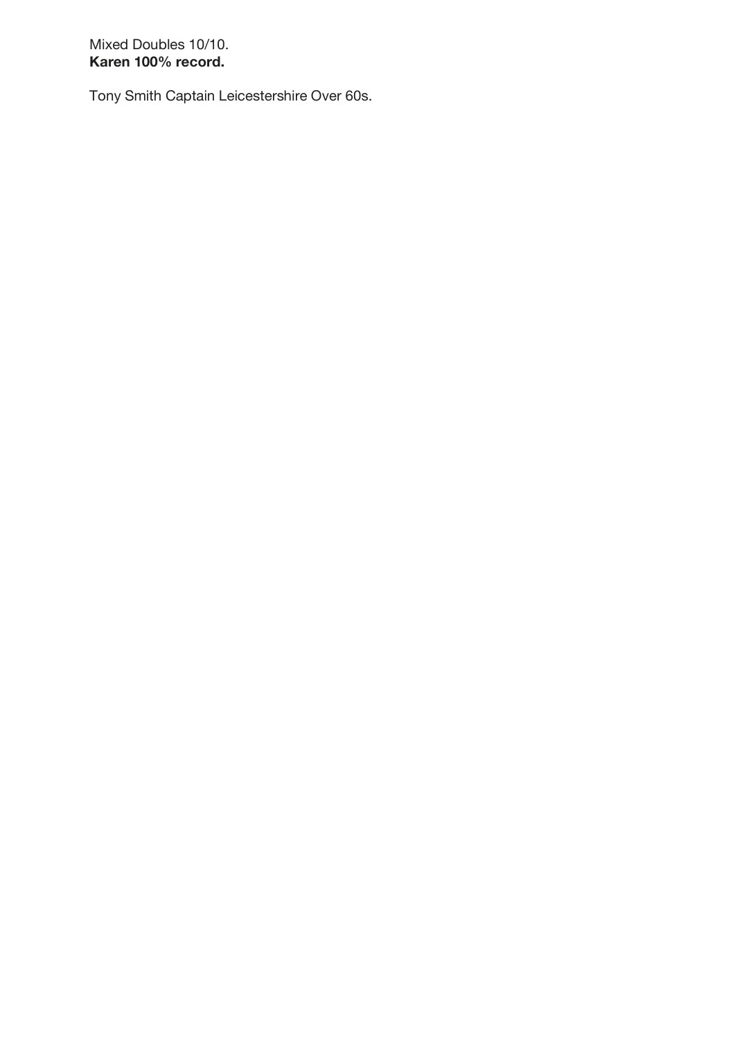Mixed Doubles 10/10.
**Karen 100% record.**

Tony Smith Captain Leicestershire Over 60s.